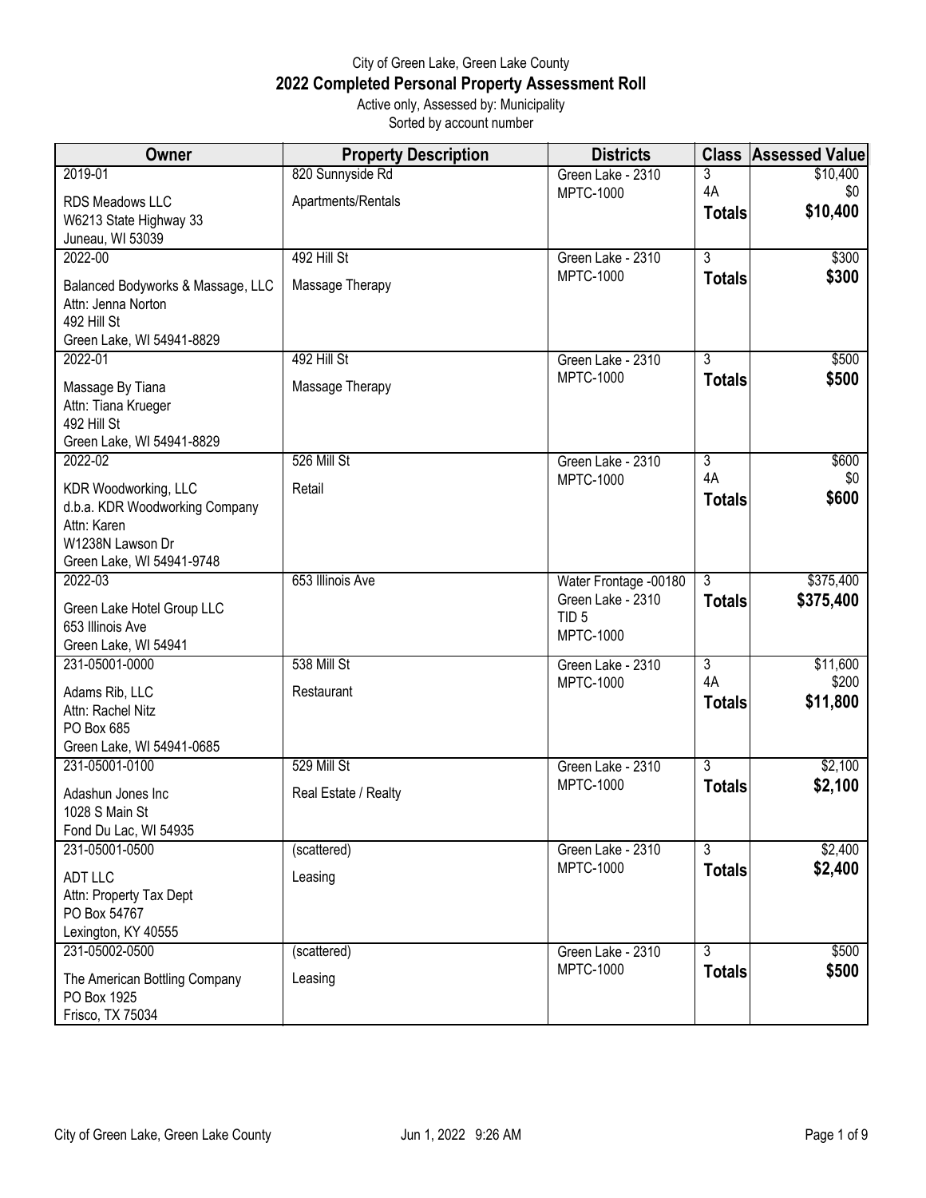City of Green Lake, Green Lake County

# 2022 Completed Personal Property Assessment Roll

Active only, Assessed by: Municipality

Sorted by account number

| Owner | Property Description | Districts | Class | Assessed Value |
|---|---|---|---|---|
| 2019-01<br>RDS Meadows LLC<br>W6213 State Highway 33<br>Juneau, WI 53039 | 820 Sunnyside Rd<br>Apartments/Rentals | Green Lake - 2310<br>MPTC-1000 | 3<br>4A<br>**Totals** | $10,400<br>$0<br>**$10,400** |
| 2022-00<br>Balanced Bodyworks & Massage, LLC<br>Attn: Jenna Norton<br>492 Hill St<br>Green Lake, WI 54941-8829 | 492 Hill St<br>Massage Therapy | Green Lake - 2310<br>MPTC-1000 | 3<br>**Totals** | $300<br>**$300** |
| 2022-01<br>Massage By Tiana<br>Attn: Tiana Krueger<br>492 Hill St<br>Green Lake, WI 54941-8829 | 492 Hill St<br>Massage Therapy | Green Lake - 2310<br>MPTC-1000 | 3<br>**Totals** | $500<br>**$500** |
| 2022-02<br>KDR Woodworking, LLC<br>d.b.a. KDR Woodworking Company<br>Attn: Karen<br>W1238N Lawson Dr<br>Green Lake, WI 54941-9748 | 526 Mill St<br>Retail | Green Lake - 2310<br>MPTC-1000 | 3<br>4A<br>**Totals** | $600<br>$0<br>**$600** |
| 2022-03<br>Green Lake Hotel Group LLC<br>653 Illinois Ave<br>Green Lake, WI 54941 | 653 Illinois Ave | Water Frontage -00180<br>Green Lake - 2310<br>TID 5<br>MPTC-1000 | 3<br>**Totals** | $375,400<br>**$375,400** |
| 231-05001-0000<br>Adams Rib, LLC<br>Attn: Rachel Nitz<br>PO Box 685<br>Green Lake, WI 54941-0685 | 538 Mill St<br>Restaurant | Green Lake - 2310<br>MPTC-1000 | 3<br>4A<br>**Totals** | $11,600<br>$200<br>**$11,800** |
| 231-05001-0100<br>Adashun Jones Inc<br>1028 S Main St<br>Fond Du Lac, WI 54935 | 529 Mill St<br>Real Estate / Realty | Green Lake - 2310<br>MPTC-1000 | 3<br>**Totals** | $2,100<br>**$2,100** |
| 231-05001-0500<br>ADT LLC<br>Attn: Property Tax Dept<br>PO Box 54767<br>Lexington, KY 40555 | (scattered)<br>Leasing | Green Lake - 2310<br>MPTC-1000 | 3<br>**Totals** | $2,400<br>**$2,400** |
| 231-05002-0500<br>The American Bottling Company<br>PO Box 1925<br>Frisco, TX 75034 | (scattered)<br>Leasing | Green Lake - 2310<br>MPTC-1000 | 3<br>**Totals** | $500<br>**$500** |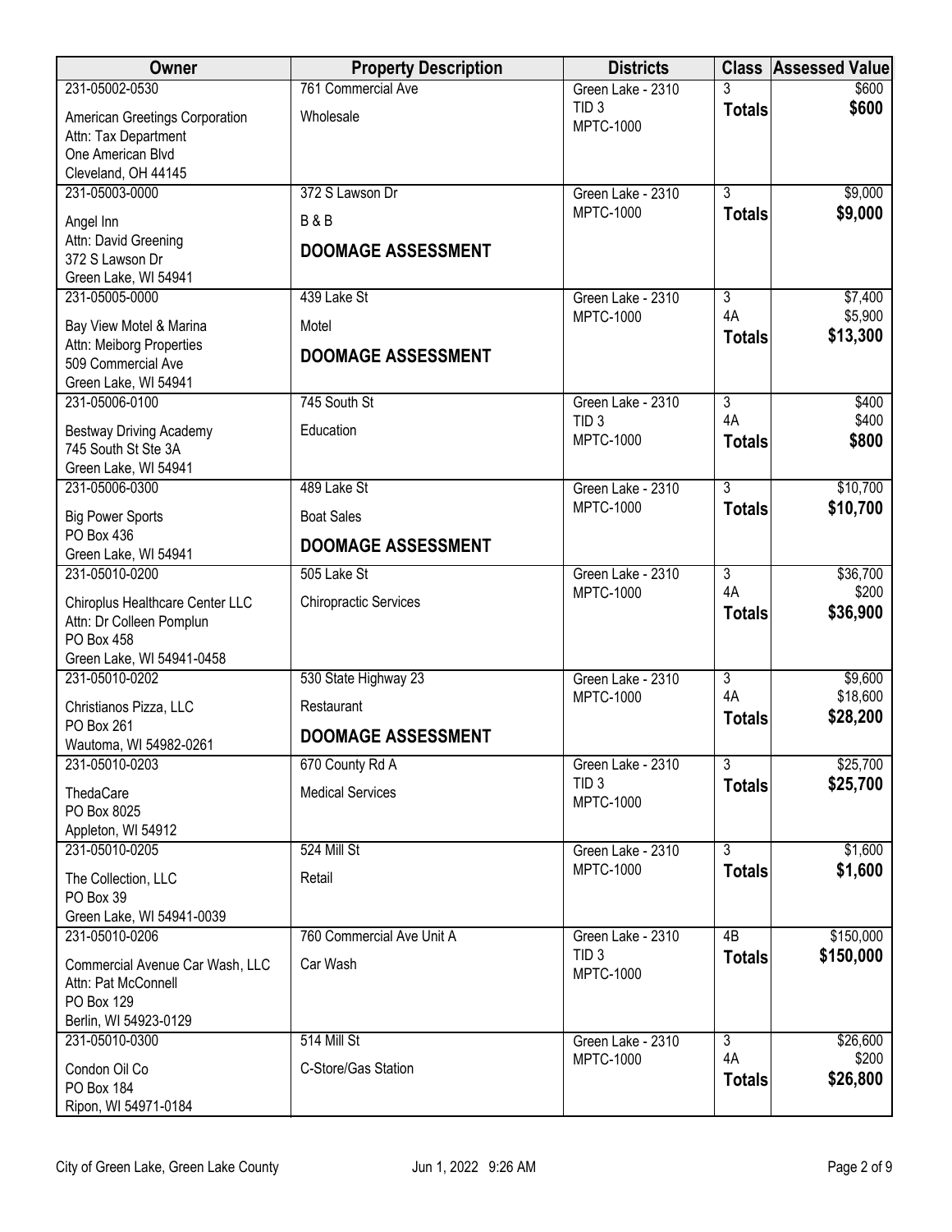| Owner | Property Description | Districts | Class | Assessed Value |
|---|---|---|---|---|
| 231-05002-0530<br>American Greetings Corporation<br>Attn: Tax Department<br>One American Blvd<br>Cleveland, OH 44145 | 761 Commercial Ave<br>Wholesale | Green Lake - 2310<br>TID 3<br>MPTC-1000 | 3<br>**Totals** | $600<br>**$600** |
| 231-05003-0000<br>Angel Inn<br>Attn: David Greening<br>372 S Lawson Dr<br>Green Lake, WI 54941 | 372 S Lawson Dr<br>B & B<br>**DOOMAGE ASSESSMENT** | Green Lake - 2310<br>MPTC-1000 | 3<br>**Totals** | $9,000<br>**$9,000** |
| 231-05005-0000<br>Bay View Motel & Marina<br>Attn: Meiborg Properties<br>509 Commercial Ave<br>Green Lake, WI 54941 | 439 Lake St<br>Motel<br>**DOOMAGE ASSESSMENT** | Green Lake - 2310<br>MPTC-1000 | 3<br>4A<br>**Totals** | $7,400<br>$5,900<br>**$13,300** |
| 231-05006-0100<br>Bestway Driving Academy<br>745 South St Ste 3A<br>Green Lake, WI 54941 | 745 South St<br>Education | Green Lake - 2310<br>TID 3<br>MPTC-1000 | 3<br>4A<br>**Totals** | $400<br>$400<br>**$800** |
| 231-05006-0300<br>Big Power Sports<br>PO Box 436<br>Green Lake, WI 54941 | 489 Lake St<br>Boat Sales<br>**DOOMAGE ASSESSMENT** | Green Lake - 2310<br>MPTC-1000 | 3<br>**Totals** | $10,700<br>**$10,700** |
| 231-05010-0200<br>Chiroplus Healthcare Center LLC<br>Attn: Dr Colleen Pomplun<br>PO Box 458<br>Green Lake, WI 54941-0458 | 505 Lake St<br>Chiropractic Services | Green Lake - 2310<br>MPTC-1000 | 3<br>4A<br>**Totals** | $36,700<br>$200<br>**$36,900** |
| 231-05010-0202<br>Christianos Pizza, LLC<br>PO Box 261<br>Wautoma, WI 54982-0261 | 530 State Highway 23<br>Restaurant<br>**DOOMAGE ASSESSMENT** | Green Lake - 2310<br>MPTC-1000 | 3<br>4A<br>**Totals** | $9,600<br>$18,600<br>**$28,200** |
| 231-05010-0203<br>ThedaCare<br>PO Box 8025<br>Appleton, WI 54912 | 670 County Rd A<br>Medical Services | Green Lake - 2310<br>TID 3<br>MPTC-1000 | 3<br>**Totals** | $25,700<br>**$25,700** |
| 231-05010-0205<br>The Collection, LLC<br>PO Box 39<br>Green Lake, WI 54941-0039 | 524 Mill St<br>Retail | Green Lake - 2310<br>MPTC-1000 | 3<br>**Totals** | $1,600<br>**$1,600** |
| 231-05010-0206<br>Commercial Avenue Car Wash, LLC<br>Attn: Pat McConnell<br>PO Box 129<br>Berlin, WI 54923-0129 | 760 Commercial Ave Unit A<br>Car Wash | Green Lake - 2310<br>TID 3<br>MPTC-1000 | 4B<br>**Totals** | $150,000<br>**$150,000** |
| 231-05010-0300<br>Condon Oil Co<br>PO Box 184<br>Ripon, WI 54971-0184 | 514 Mill St<br>C-Store/Gas Station | Green Lake - 2310<br>MPTC-1000 | 3<br>4A<br>**Totals** | $26,600<br>$200<br>**$26,800** |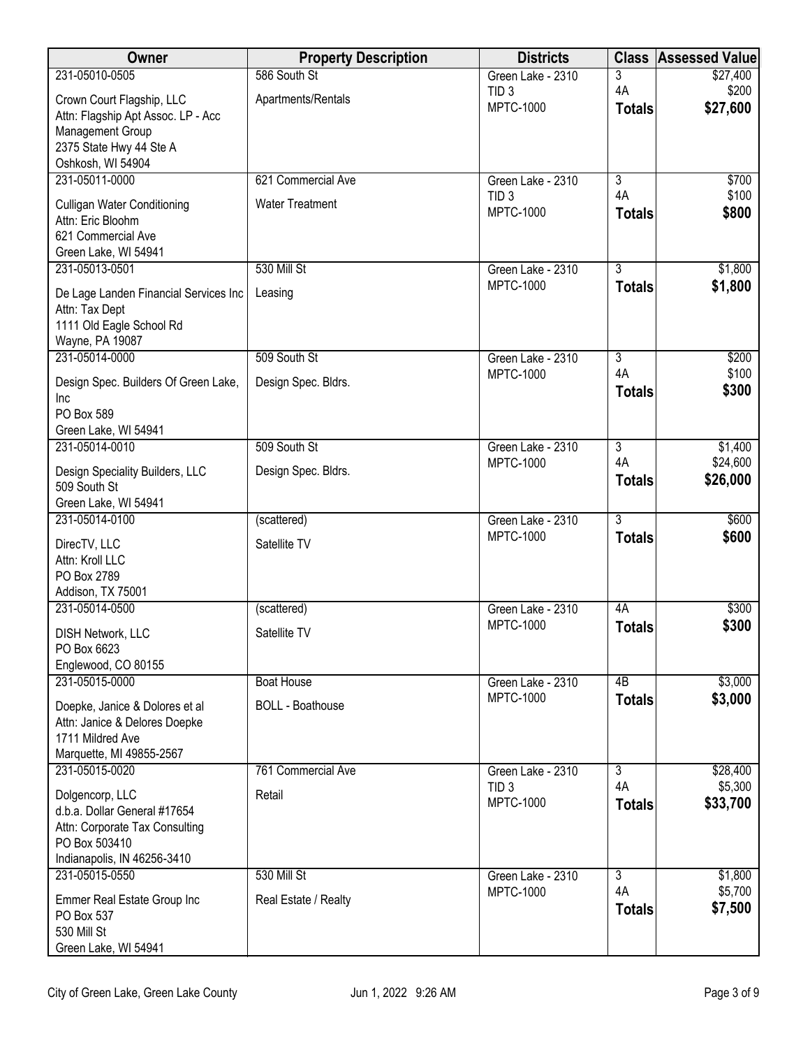| Owner | Property Description | Districts | Class | Assessed Value |
|---|---|---|---|---|
| 231-05010-0505<br>Crown Court Flagship, LLC<br>Attn: Flagship Apt Assoc. LP - Acc Management Group<br>2375 State Hwy 44 Ste A<br>Oshkosh, WI 54904 | 586 South St<br>Apartments/Rentals | Green Lake - 2310<br>TID 3<br>MPTC-1000 | 3<br>4A<br>**Totals** | \$27,400<br>\$200<br>**\$27,600** |
| 231-05011-0000<br>Culligan Water Conditioning<br>Attn: Eric Bloohm<br>621 Commercial Ave<br>Green Lake, WI 54941 | 621 Commercial Ave<br>Water Treatment | Green Lake - 2310<br>TID 3<br>MPTC-1000 | 3<br>4A<br>**Totals** | \$700<br>\$100<br>**\$800** |
| 231-05013-0501<br>De Lage Landen Financial Services Inc<br>Attn: Tax Dept<br>1111 Old Eagle School Rd<br>Wayne, PA 19087 | 530 Mill St<br>Leasing | Green Lake - 2310<br>MPTC-1000 | 3<br>**Totals** | \$1,800<br>**\$1,800** |
| 231-05014-0000<br>Design Spec. Builders Of Green Lake, Inc<br>PO Box 589<br>Green Lake, WI 54941 | 509 South St<br>Design Spec. Bldrs. | Green Lake - 2310<br>MPTC-1000 | 3<br>4A<br>**Totals** | \$200<br>\$100<br>**\$300** |
| 231-05014-0010<br>Design Speciality Builders, LLC<br>509 South St<br>Green Lake, WI 54941 | 509 South St<br>Design Spec. Bldrs. | Green Lake - 2310<br>MPTC-1000 | 3<br>4A<br>**Totals** | \$1,400<br>\$24,600<br>**\$26,000** |
| 231-05014-0100<br>DirecTV, LLC<br>Attn: Kroll LLC<br>PO Box 2789<br>Addison, TX 75001 | (scattered)<br>Satellite TV | Green Lake - 2310<br>MPTC-1000 | 3<br>**Totals** | \$600<br>**\$600** |
| 231-05014-0500<br>DISH Network, LLC<br>PO Box 6623<br>Englewood, CO 80155 | (scattered)<br>Satellite TV | Green Lake - 2310<br>MPTC-1000 | 4A<br>**Totals** | \$300<br>**\$300** |
| 231-05015-0000<br>Doepke, Janice & Dolores et al<br>Attn: Janice & Delores Doepke<br>1711 Mildred Ave<br>Marquette, MI 49855-2567 | Boat House<br>BOLL - Boathouse | Green Lake - 2310<br>MPTC-1000 | 4B<br>**Totals** | \$3,000<br>**\$3,000** |
| 231-05015-0020<br>Dolgencorp, LLC<br>d.b.a. Dollar General #17654<br>Attn: Corporate Tax Consulting<br>PO Box 503410<br>Indianapolis, IN 46256-3410 | 761 Commercial Ave<br>Retail | Green Lake - 2310<br>TID 3<br>MPTC-1000 | 3<br>4A<br>**Totals** | \$28,400<br>\$5,300<br>**\$33,700** |
| 231-05015-0550<br>Emmer Real Estate Group Inc<br>PO Box 537<br>530 Mill St<br>Green Lake, WI 54941 | 530 Mill St<br>Real Estate / Realty | Green Lake - 2310<br>MPTC-1000 | 3<br>4A<br>**Totals** | \$1,800<br>\$5,700<br>**\$7,500** |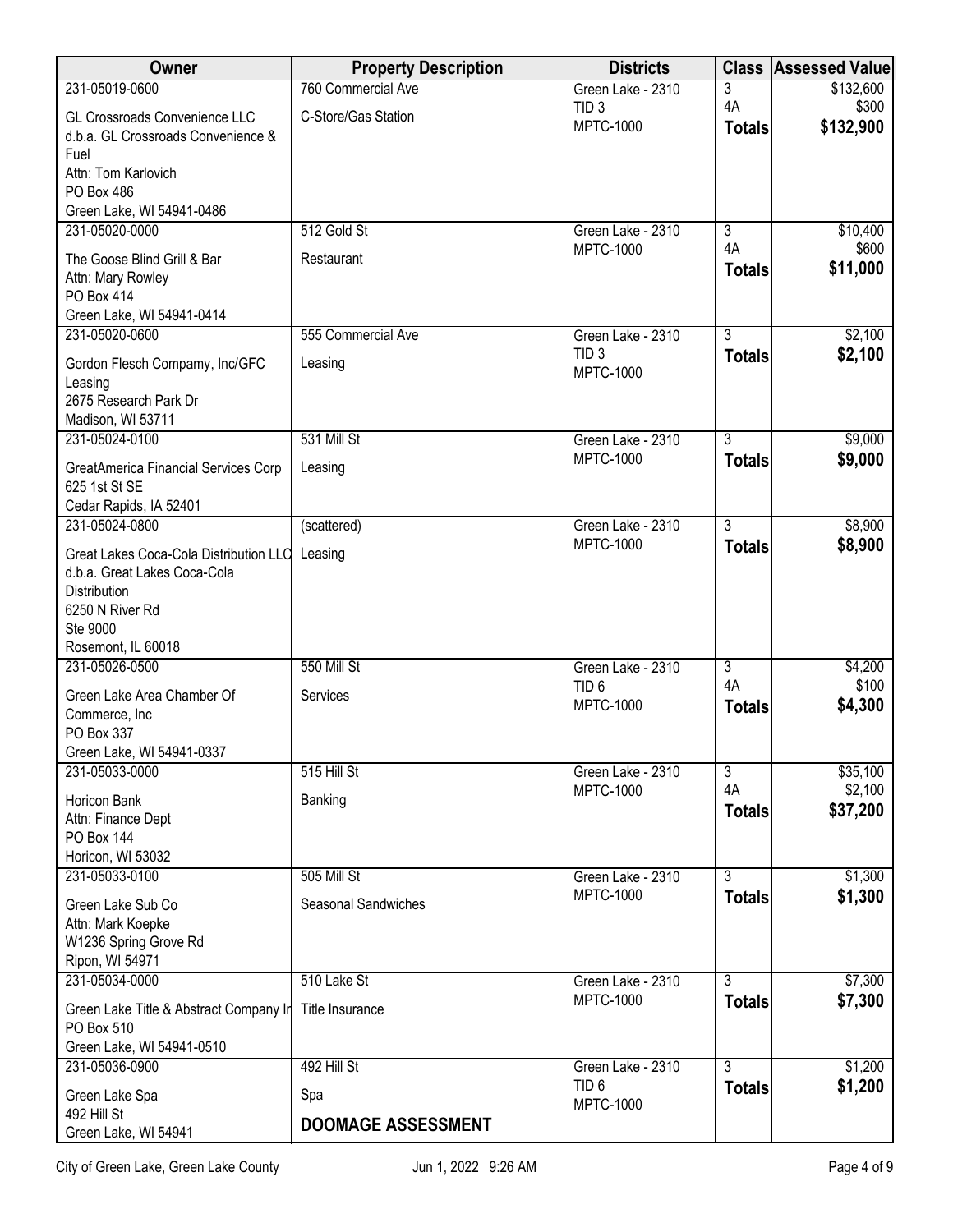| Owner | Property Description | Districts | Class | Assessed Value |
|---|---|---|---|---|
| 231-05019-0600<br>GL Crossroads Convenience LLC<br>d.b.a. GL Crossroads Convenience & Fuel<br>Attn: Tom Karlovich<br>PO Box 486<br>Green Lake, WI 54941-0486 | 760 Commercial Ave<br>C-Store/Gas Station | Green Lake - 2310<br>TID 3<br>MPTC-1000 | 3<br>4A<br>**Totals** | $132,600<br>$300<br>**$132,900** |
| 231-05020-0000<br>The Goose Blind Grill & Bar<br>Attn: Mary Rowley<br>PO Box 414<br>Green Lake, WI 54941-0414 | 512 Gold St<br>Restaurant | Green Lake - 2310<br>MPTC-1000 | 3<br>4A<br>**Totals** | $10,400<br>$600<br>**$11,000** |
| 231-05020-0600<br>Gordon Flesch Compamy, Inc/GFC Leasing<br>2675 Research Park Dr<br>Madison, WI 53711 | 555 Commercial Ave<br>Leasing | Green Lake - 2310<br>TID 3<br>MPTC-1000 | 3<br>**Totals** | $2,100<br>**$2,100** |
| 231-05024-0100<br>GreatAmerica Financial Services Corp<br>625 1st St SE<br>Cedar Rapids, IA 52401 | 531 Mill St<br>Leasing | Green Lake - 2310<br>MPTC-1000 | 3<br>**Totals** | $9,000<br>**$9,000** |
| 231-05024-0800<br>Great Lakes Coca-Cola Distribution LLC<br>d.b.a. Great Lakes Coca-Cola Distribution<br>6250 N River Rd<br>Ste 9000<br>Rosemont, IL 60018 | (scattered)<br>Leasing | Green Lake - 2310<br>MPTC-1000 | 3<br>**Totals** | $8,900<br>**$8,900** |
| 231-05026-0500<br>Green Lake Area Chamber Of Commerce, Inc<br>PO Box 337<br>Green Lake, WI 54941-0337 | 550 Mill St<br>Services | Green Lake - 2310<br>TID 6<br>MPTC-1000 | 3<br>4A<br>**Totals** | $4,200<br>$100<br>**$4,300** |
| 231-05033-0000<br>Horicon Bank<br>Attn: Finance Dept<br>PO Box 144<br>Horicon, WI 53032 | 515 Hill St<br>Banking | Green Lake - 2310<br>MPTC-1000 | 3<br>4A<br>**Totals** | $35,100<br>$2,100<br>**$37,200** |
| 231-05033-0100<br>Green Lake Sub Co<br>Attn: Mark Koepke<br>W1236 Spring Grove Rd<br>Ripon, WI 54971 | 505 Mill St<br>Seasonal Sandwiches | Green Lake - 2310<br>MPTC-1000 | 3<br>**Totals** | $1,300<br>**$1,300** |
| 231-05034-0000<br>Green Lake Title & Abstract Company Ir<br>PO Box 510<br>Green Lake, WI 54941-0510 | 510 Lake St<br>Title Insurance | Green Lake - 2310<br>MPTC-1000 | 3<br>**Totals** | $7,300<br>**$7,300** |
| 231-05036-0900<br>Green Lake Spa<br>492 Hill St<br>Green Lake, WI 54941 | 492 Hill St<br>Spa<br>**DOOMAGE ASSESSMENT** | Green Lake - 2310<br>TID 6<br>MPTC-1000 | 3<br>**Totals** | $1,200<br>**$1,200** |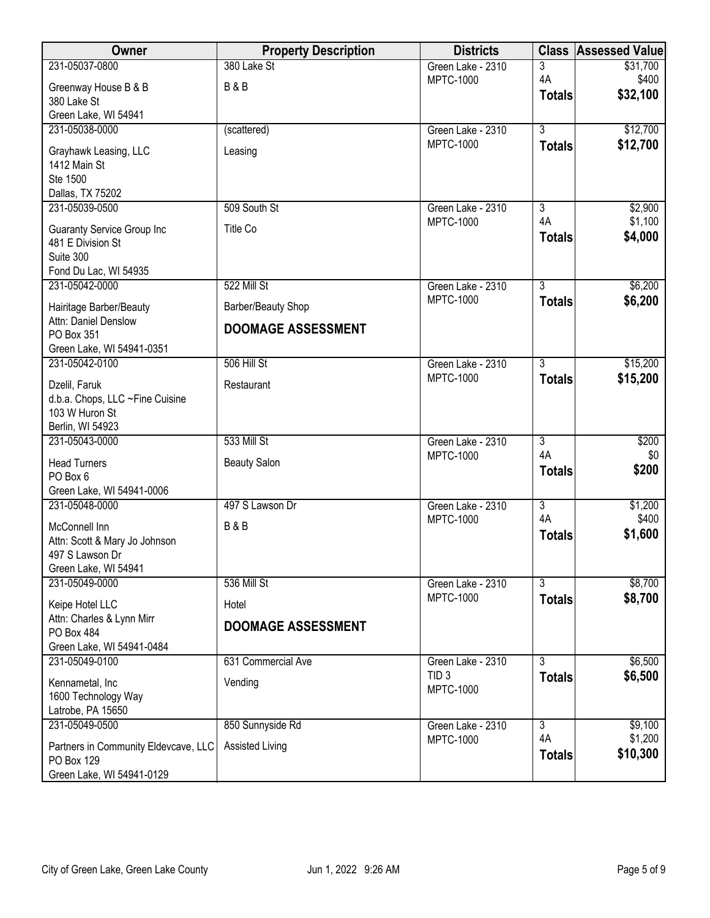| Owner | Property Description | Districts | Class | Assessed Value |
|---|---|---|---|---|
| 231-05037-0800<br>Greenway House B & B<br>380 Lake St<br>Green Lake, WI 54941 | 380 Lake St<br>B & B | Green Lake - 2310<br>MPTC-1000 | 3<br>4A<br>**Totals** | $31,700<br>$400<br>**$32,100** |
| 231-05038-0000<br>Grayhawk Leasing, LLC<br>1412 Main St<br>Ste 1500<br>Dallas, TX 75202 | (scattered)<br>Leasing | Green Lake - 2310<br>MPTC-1000 | 3<br>**Totals** | $12,700<br>**$12,700** |
| 231-05039-0500<br>Guaranty Service Group Inc<br>481 E Division St<br>Suite 300<br>Fond Du Lac, WI 54935 | 509 South St<br>Title Co | Green Lake - 2310<br>MPTC-1000 | 3<br>4A<br>**Totals** | $2,900<br>$1,100<br>**$4,000** |
| 231-05042-0000<br>Hairitage Barber/Beauty<br>Attn: Daniel Denslow<br>PO Box 351<br>Green Lake, WI 54941-0351 | 522 Mill St<br>Barber/Beauty Shop<br>**DOOMAGE ASSESSMENT** | Green Lake - 2310<br>MPTC-1000 | 3<br>**Totals** | $6,200<br>**$6,200** |
| 231-05042-0100<br>Dzelil, Faruk<br>d.b.a. Chops, LLC ~Fine Cuisine<br>103 W Huron St<br>Berlin, WI 54923 | 506 Hill St<br>Restaurant | Green Lake - 2310<br>MPTC-1000 | 3<br>**Totals** | $15,200<br>**$15,200** |
| 231-05043-0000<br>Head Turners<br>PO Box 6<br>Green Lake, WI 54941-0006 | 533 Mill St<br>Beauty Salon | Green Lake - 2310<br>MPTC-1000 | 3<br>4A<br>**Totals** | $200<br>$0<br>**$200** |
| 231-05048-0000<br>McConnell Inn<br>Attn: Scott & Mary Jo Johnson<br>497 S Lawson Dr<br>Green Lake, WI 54941 | 497 S Lawson Dr<br>B & B | Green Lake - 2310<br>MPTC-1000 | 3<br>4A<br>**Totals** | $1,200<br>$400<br>**$1,600** |
| 231-05049-0000<br>Keipe Hotel LLC<br>Attn: Charles & Lynn Mirr<br>PO Box 484<br>Green Lake, WI 54941-0484 | 536 Mill St<br>Hotel<br>**DOOMAGE ASSESSMENT** | Green Lake - 2310<br>MPTC-1000 | 3<br>**Totals** | $8,700<br>**$8,700** |
| 231-05049-0100<br>Kennametal, Inc<br>1600 Technology Way<br>Latrobe, PA 15650 | 631 Commercial Ave<br>Vending | Green Lake - 2310<br>TID 3<br>MPTC-1000 | 3<br>**Totals** | $6,500<br>**$6,500** |
| 231-05049-0500<br>Partners in Community Eldevcave, LLC<br>PO Box 129<br>Green Lake, WI 54941-0129 | 850 Sunnyside Rd<br>Assisted Living | Green Lake - 2310<br>MPTC-1000 | 3<br>4A<br>**Totals** | $9,100<br>$1,200<br>**$10,300** |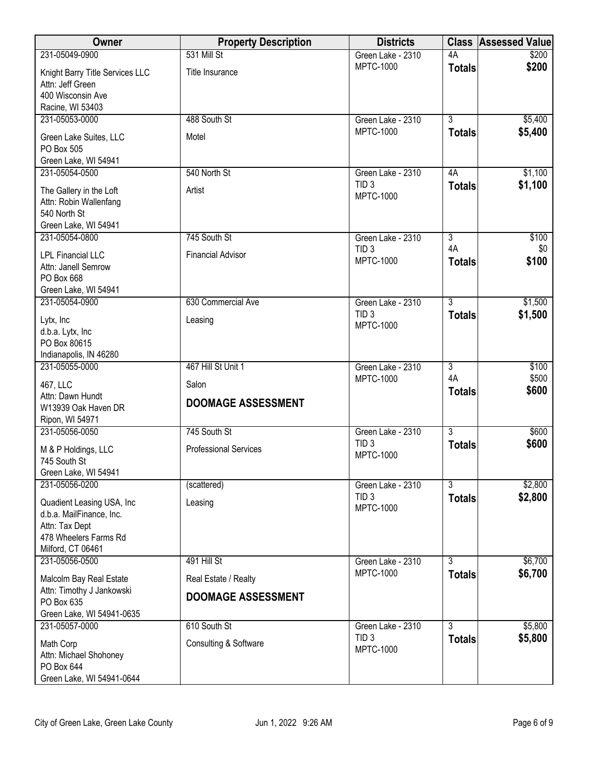| Owner | Property Description | Districts | Class | Assessed Value |
|---|---|---|---|---|
| 231-05049-0900<br>Knight Barry Title Services LLC<br>Attn: Jeff Green<br>400 Wisconsin Ave<br>Racine, WI 53403 | 531 Mill St<br>Title Insurance | Green Lake - 2310<br>MPTC-1000 | 4A<br>**Totals** | $200<br>**$200** |
| 231-05053-0000<br>Green Lake Suites, LLC<br>PO Box 505<br>Green Lake, WI 54941 | 488 South St<br>Motel | Green Lake - 2310<br>MPTC-1000 | 3<br>**Totals** | $5,400<br>**$5,400** |
| 231-05054-0500<br>The Gallery in the Loft<br>Attn: Robin Wallenfang<br>540 North St<br>Green Lake, WI 54941 | 540 North St<br>Artist | Green Lake - 2310<br>TID 3<br>MPTC-1000 | 4A<br>**Totals** | $1,100<br>**$1,100** |
| 231-05054-0800<br>LPL Financial LLC<br>Attn: Janell Semrow<br>PO Box 668<br>Green Lake, WI 54941 | 745 South St<br>Financial Advisor | Green Lake - 2310<br>TID 3<br>MPTC-1000 | 3<br>4A<br>**Totals** | $100<br>$0<br>**$100** |
| 231-05054-0900<br>Lytx, Inc<br>d.b.a. Lytx, Inc<br>PO Box 80615<br>Indianapolis, IN 46280 | 630 Commercial Ave<br>Leasing | Green Lake - 2310<br>TID 3<br>MPTC-1000 | 3<br>**Totals** | $1,500<br>**$1,500** |
| 231-05055-0000<br>467, LLC<br>Attn: Dawn Hundt<br>W13939 Oak Haven DR<br>Ripon, WI 54971 | 467 Hill St Unit 1<br>Salon<br>**DOOMAGE ASSESSMENT** | Green Lake - 2310<br>MPTC-1000 | 3<br>4A<br>**Totals** | $100<br>$500<br>**$600** |
| 231-05056-0050<br>M & P Holdings, LLC<br>745 South St<br>Green Lake, WI 54941 | 745 South St<br>Professional Services | Green Lake - 2310<br>TID 3<br>MPTC-1000 | 3<br>**Totals** | $600<br>**$600** |
| 231-05056-0200<br>Quadient Leasing USA, Inc<br>d.b.a. MailFinance, Inc.<br>Attn: Tax Dept<br>478 Wheelers Farms Rd<br>Milford, CT 06461 | (scattered)<br>Leasing | Green Lake - 2310<br>TID 3<br>MPTC-1000 | 3<br>**Totals** | $2,800<br>**$2,800** |
| 231-05056-0500<br>Malcolm Bay Real Estate<br>Attn: Timothy J Jankowski<br>PO Box 635<br>Green Lake, WI 54941-0635 | 491 Hill St<br>Real Estate / Realty<br>**DOOMAGE ASSESSMENT** | Green Lake - 2310<br>MPTC-1000 | 3<br>**Totals** | $6,700<br>**$6,700** |
| 231-05057-0000<br>Math Corp<br>Attn: Michael Shohoney<br>PO Box 644<br>Green Lake, WI 54941-0644 | 610 South St<br>Consulting & Software | Green Lake - 2310<br>TID 3<br>MPTC-1000 | 3<br>**Totals** | $5,800<br>**$5,800** |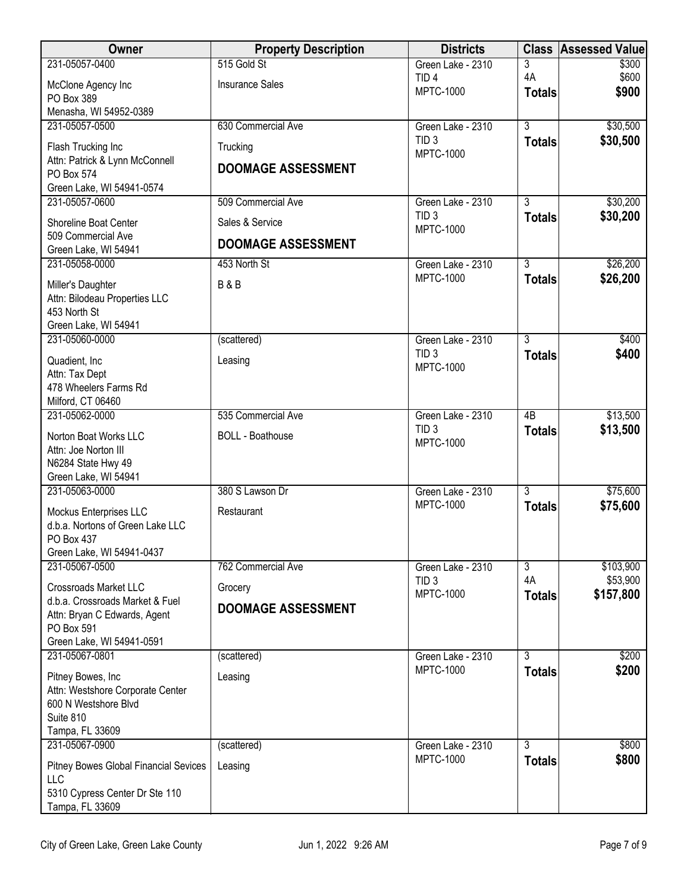| Owner | Property Description | Districts | Class | Assessed Value |
|---|---|---|---|---|
| 231-05057-0400<br>McClone Agency Inc<br>PO Box 389<br>Menasha, WI 54952-0389 | 515 Gold St<br>Insurance Sales | Green Lake - 2310<br>TID 4<br>MPTC-1000 | 3<br>4A<br>**Totals** | $300<br>$600<br>**$900** |
| 231-05057-0500<br>Flash Trucking Inc<br>Attn: Patrick & Lynn McConnell<br>PO Box 574<br>Green Lake, WI 54941-0574 | 630 Commercial Ave<br>Trucking<br>**DOOMAGE ASSESSMENT** | Green Lake - 2310<br>TID 3<br>MPTC-1000 | 3<br>**Totals** | $30,500<br>**$30,500** |
| 231-05057-0600<br>Shoreline Boat Center<br>509 Commercial Ave<br>Green Lake, WI 54941 | 509 Commercial Ave<br>Sales & Service<br>**DOOMAGE ASSESSMENT** | Green Lake - 2310<br>TID 3<br>MPTC-1000 | 3<br>**Totals** | $30,200<br>**$30,200** |
| 231-05058-0000<br>Miller's Daughter<br>Attn: Bilodeau Properties LLC<br>453 North St<br>Green Lake, WI 54941 | 453 North St<br>B & B | Green Lake - 2310<br>MPTC-1000 | 3<br>**Totals** | $26,200<br>**$26,200** |
| 231-05060-0000<br>Quadient, Inc<br>Attn: Tax Dept<br>478 Wheelers Farms Rd<br>Milford, CT 06460 | (scattered)<br>Leasing | Green Lake - 2310<br>TID 3<br>MPTC-1000 | 3<br>**Totals** | $400<br>**$400** |
| 231-05062-0000<br>Norton Boat Works LLC<br>Attn: Joe Norton III<br>N6284 State Hwy 49<br>Green Lake, WI 54941 | 535 Commercial Ave<br>BOLL - Boathouse | Green Lake - 2310<br>TID 3<br>MPTC-1000 | 4B<br>**Totals** | $13,500<br>**$13,500** |
| 231-05063-0000<br>Mockus Enterprises LLC<br>d.b.a. Nortons of Green Lake LLC<br>PO Box 437<br>Green Lake, WI 54941-0437 | 380 S Lawson Dr<br>Restaurant | Green Lake - 2310<br>MPTC-1000 | 3<br>**Totals** | $75,600<br>**$75,600** |
| 231-05067-0500<br>Crossroads Market LLC<br>d.b.a. Crossroads Market & Fuel<br>Attn: Bryan C Edwards, Agent<br>PO Box 591<br>Green Lake, WI 54941-0591 | 762 Commercial Ave<br>Grocery<br>**DOOMAGE ASSESSMENT** | Green Lake - 2310<br>TID 3<br>MPTC-1000 | 3<br>4A<br>**Totals** | $103,900<br>$53,900<br>**$157,800** |
| 231-05067-0801<br>Pitney Bowes, Inc<br>Attn: Westshore Corporate Center<br>600 N Westshore Blvd<br>Suite 810<br>Tampa, FL 33609 | (scattered)<br>Leasing | Green Lake - 2310<br>MPTC-1000 | 3<br>**Totals** | $200<br>**$200** |
| 231-05067-0900<br>Pitney Bowes Global Financial Sevices LLC<br>5310 Cypress Center Dr Ste 110<br>Tampa, FL 33609 | (scattered)<br>Leasing | Green Lake - 2310<br>MPTC-1000 | 3<br>**Totals** | $800<br>**$800** |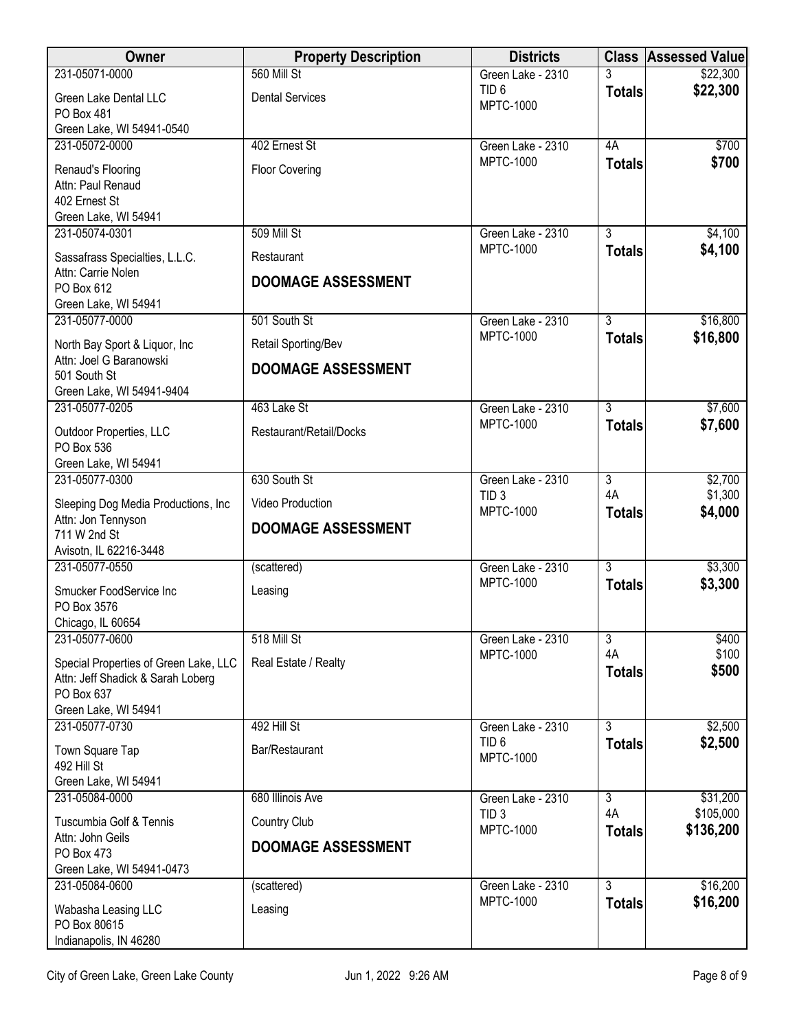| Owner | Property Description | Districts | Class | Assessed Value |
|---|---|---|---|---|
| 231-05071-0000<br>Green Lake Dental LLC<br>PO Box 481<br>Green Lake, WI 54941-0540 | 560 Mill St<br>Dental Services | Green Lake - 2310<br>TID 6<br>MPTC-1000 | 3<br>**Totals** | $22,300<br>**$22,300** |
| 231-05072-0000<br>Renaud's Flooring<br>Attn: Paul Renaud<br>402 Ernest St<br>Green Lake, WI 54941 | 402 Ernest St<br>Floor Covering | Green Lake - 2310<br>MPTC-1000 | 4A<br>**Totals** | $700<br>**$700** |
| 231-05074-0301<br>Sassafrass Specialties, L.L.C.<br>Attn: Carrie Nolen<br>PO Box 612<br>Green Lake, WI 54941 | 509 Mill St<br>Restaurant<br>**DOOMAGE ASSESSMENT** | Green Lake - 2310<br>MPTC-1000 | 3<br>**Totals** | $4,100<br>**$4,100** |
| 231-05077-0000<br>North Bay Sport & Liquor, Inc<br>Attn: Joel G Baranowski<br>501 South St<br>Green Lake, WI 54941-9404 | 501 South St<br>Retail Sporting/Bev<br>**DOOMAGE ASSESSMENT** | Green Lake - 2310<br>MPTC-1000 | 3<br>**Totals** | $16,800<br>**$16,800** |
| 231-05077-0205<br>Outdoor Properties, LLC<br>PO Box 536<br>Green Lake, WI 54941 | 463 Lake St<br>Restaurant/Retail/Docks | Green Lake - 2310<br>MPTC-1000 | 3<br>**Totals** | $7,600<br>**$7,600** |
| 231-05077-0300<br>Sleeping Dog Media Productions, Inc<br>Attn: Jon Tennyson<br>711 W 2nd St<br>Avisotn, IL 62216-3448 | 630 South St<br>Video Production<br>**DOOMAGE ASSESSMENT** | Green Lake - 2310<br>TID 3<br>MPTC-1000 | 3<br>4A<br>**Totals** | $2,700<br>$1,300<br>**$4,000** |
| 231-05077-0550<br>Smucker FoodService Inc<br>PO Box 3576<br>Chicago, IL 60654 | (scattered)<br>Leasing | Green Lake - 2310<br>MPTC-1000 | 3<br>**Totals** | $3,300<br>**$3,300** |
| 231-05077-0600<br>Special Properties of Green Lake, LLC<br>Attn: Jeff Shadick & Sarah Loberg<br>PO Box 637<br>Green Lake, WI 54941 | 518 Mill St<br>Real Estate / Realty | Green Lake - 2310<br>MPTC-1000 | 3<br>4A<br>**Totals** | $400<br>$100<br>**$500** |
| 231-05077-0730<br>Town Square Tap<br>492 Hill St<br>Green Lake, WI 54941 | 492 Hill St<br>Bar/Restaurant | Green Lake - 2310<br>TID 6<br>MPTC-1000 | 3<br>**Totals** | $2,500<br>**$2,500** |
| 231-05084-0000<br>Tuscumbia Golf & Tennis<br>Attn: John Geils<br>PO Box 473<br>Green Lake, WI 54941-0473 | 680 Illinois Ave<br>Country Club<br>**DOOMAGE ASSESSMENT** | Green Lake - 2310<br>TID 3<br>MPTC-1000 | 3<br>4A<br>**Totals** | $31,200<br>$105,000<br>**$136,200** |
| 231-05084-0600<br>Wabasha Leasing LLC<br>PO Box 80615<br>Indianapolis, IN 46280 | (scattered)<br>Leasing | Green Lake - 2310<br>MPTC-1000 | 3<br>**Totals** | $16,200<br>**$16,200** |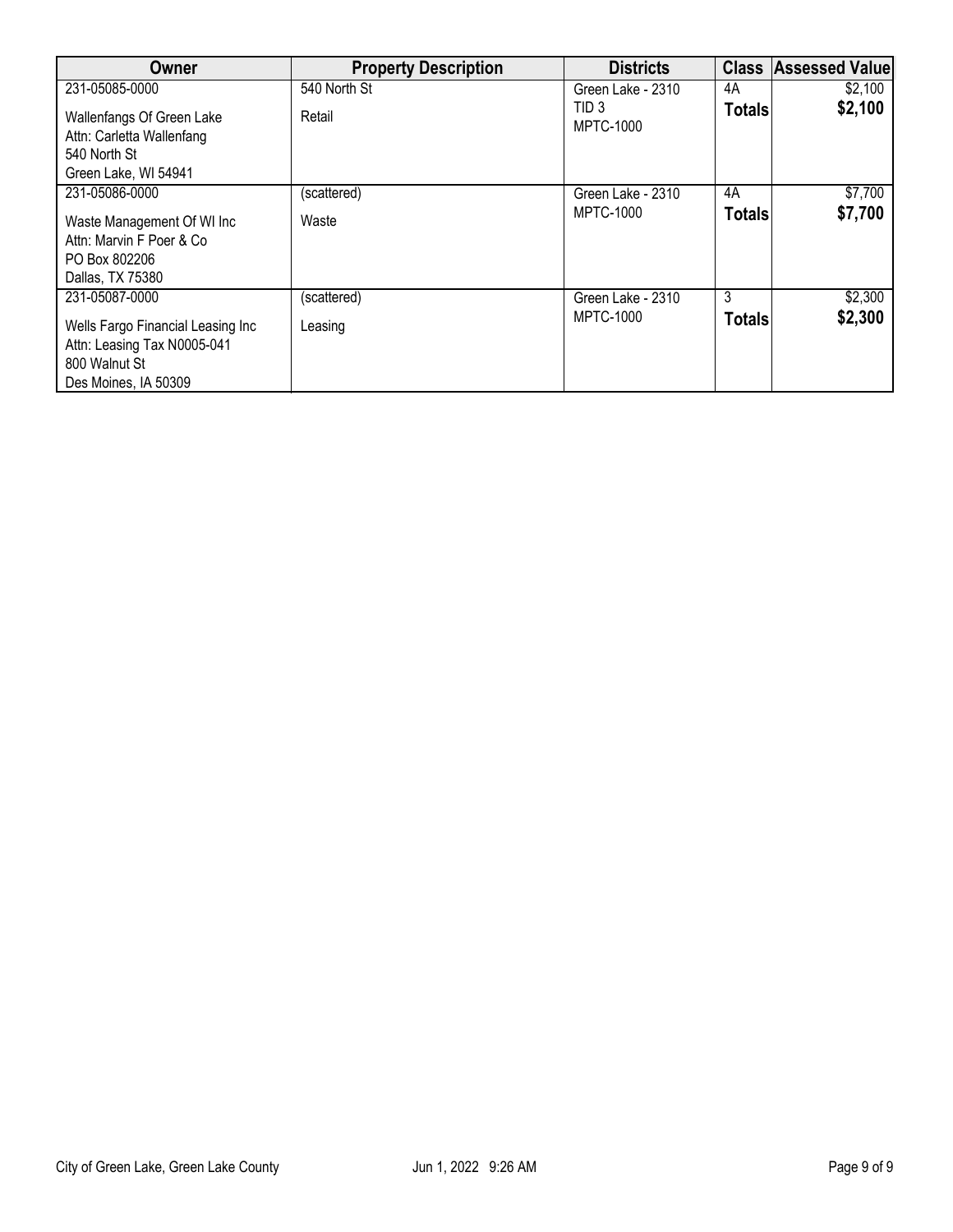| Owner | Property Description | Districts | Class | Assessed Value |
|---|---|---|---|---|
| 231-05085-0000<br>Wallenfangs Of Green Lake<br>Attn: Carletta Wallenfang<br>540 North St<br>Green Lake, WI 54941 | 540 North St<br>Retail | Green Lake - 2310<br>TID 3<br>MPTC-1000 | 4A<br>**Totals** | \$2,100<br>**\$2,100** |
| 231-05086-0000<br>Waste Management Of WI Inc<br>Attn: Marvin F Poer & Co<br>PO Box 802206<br>Dallas, TX 75380 | (scattered)<br>Waste | Green Lake - 2310<br>MPTC-1000 | 4A<br>**Totals** | \$7,700<br>**\$7,700** |
| 231-05087-0000<br>Wells Fargo Financial Leasing Inc<br>Attn: Leasing Tax N0005-041<br>800 Walnut St<br>Des Moines, IA 50309 | (scattered)<br>Leasing | Green Lake - 2310<br>MPTC-1000 | 3<br>**Totals** | \$2,300<br>**\$2,300** |